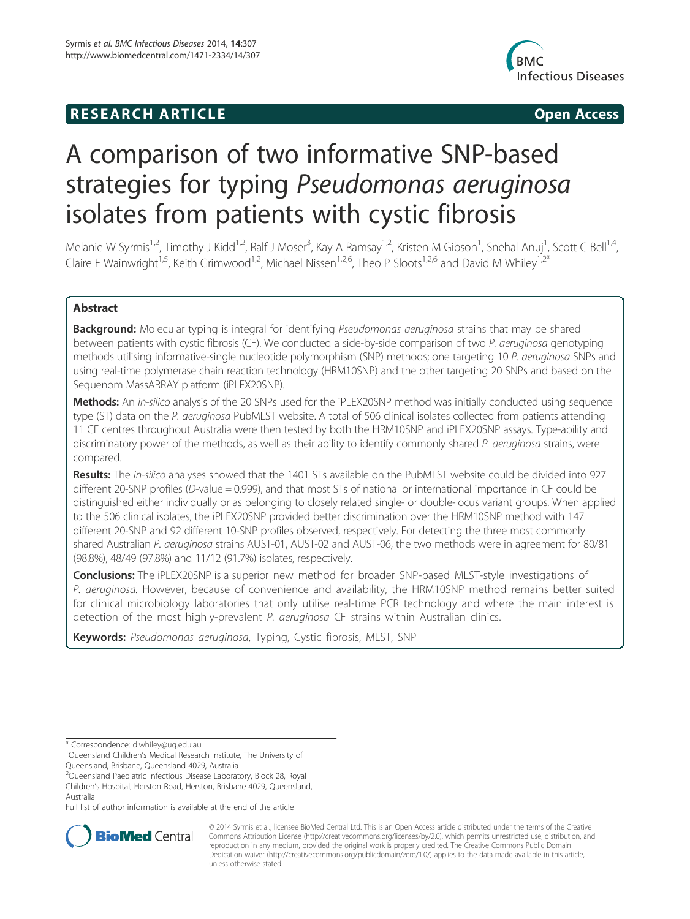RESEARCH ARTICLE

Open Access

# A comparison of two informative SNP-based strategies for typing *Pseudomonas aeruginosa* isolates from patients with cystic fibrosis

Melanie W Syrmis[1,2], Timothy J Kidd[1,2], Ralf J Moser[3], Kay A Ramsay[1,2], Kristen M Gibson[1], Snehal Anuj[1], Scott C Bell[1,4], Claire E Wainwright[1,5], Keith Grimwood[1,2], Michael Nissen[1,2,6], Theo P Sloots[1,2,6] and David M Whiley[1,2*]

## Abstract

**Background:** Molecular typing is integral for identifying *Pseudomonas aeruginosa* strains that may be shared between patients with cystic fibrosis (CF). We conducted a side-by-side comparison of two *P. aeruginosa* genotyping methods utilising informative-single nucleotide polymorphism (SNP) methods; one targeting 10 *P. aeruginosa* SNPs and using real-time polymerase chain reaction technology (HRM10SNP) and the other targeting 20 SNPs and based on the Sequenom MassARRAY platform (iPLEX20SNP).

**Methods:** An *in-silico* analysis of the 20 SNPs used for the iPLEX20SNP method was initially conducted using sequence type (ST) data on the *P. aeruginosa* PubMLST website. A total of 506 clinical isolates collected from patients attending 11 CF centres throughout Australia were then tested by both the HRM10SNP and iPLEX20SNP assays. Type-ability and discriminatory power of the methods, as well as their ability to identify commonly shared *P. aeruginosa* strains, were compared.

**Results:** The *in-silico* analyses showed that the 1401 STs available on the PubMLST website could be divided into 927 different 20-SNP profiles (*D*-value = 0.999), and that most STs of national or international importance in CF could be distinguished either individually or as belonging to closely related single- or double-locus variant groups. When applied to the 506 clinical isolates, the iPLEX20SNP provided better discrimination over the HRM10SNP method with 147 different 20-SNP and 92 different 10-SNP profiles observed, respectively. For detecting the three most commonly shared Australian *P. aeruginosa* strains AUST-01, AUST-02 and AUST-06, the two methods were in agreement for 80/81 (98.8%), 48/49 (97.8%) and 11/12 (91.7%) isolates, respectively.

**Conclusions:** The iPLEX20SNP is a superior new method for broader SNP-based MLST-style investigations of *P. aeruginosa*. However, because of convenience and availability, the HRM10SNP method remains better suited for clinical microbiology laboratories that only utilise real-time PCR technology and where the main interest is detection of the most highly-prevalent *P. aeruginosa* CF strains within Australian clinics.

**Keywords:** *Pseudomonas aeruginosa*, Typing, Cystic fibrosis, MLST, SNP

\* Correspondence: d.whiley@uq.edu.au
[1]Queensland Children's Medical Research Institute, The University of Queensland, Brisbane, Queensland 4029, Australia
[2]Queensland Paediatric Infectious Disease Laboratory, Block 28, Royal Children's Hospital, Herston Road, Herston, Brisbane 4029, Queensland, Australia
Full list of author information is available at the end of the article

© 2014 Syrmis et al.; licensee BioMed Central Ltd. This is an Open Access article distributed under the terms of the Creative Commons Attribution License (http://creativecommons.org/licenses/by/2.0), which permits unrestricted use, distribution, and reproduction in any medium, provided the original work is properly credited. The Creative Commons Public Domain Dedication waiver (http://creativecommons.org/publicdomain/zero/1.0/) applies to the data made available in this article, unless otherwise stated.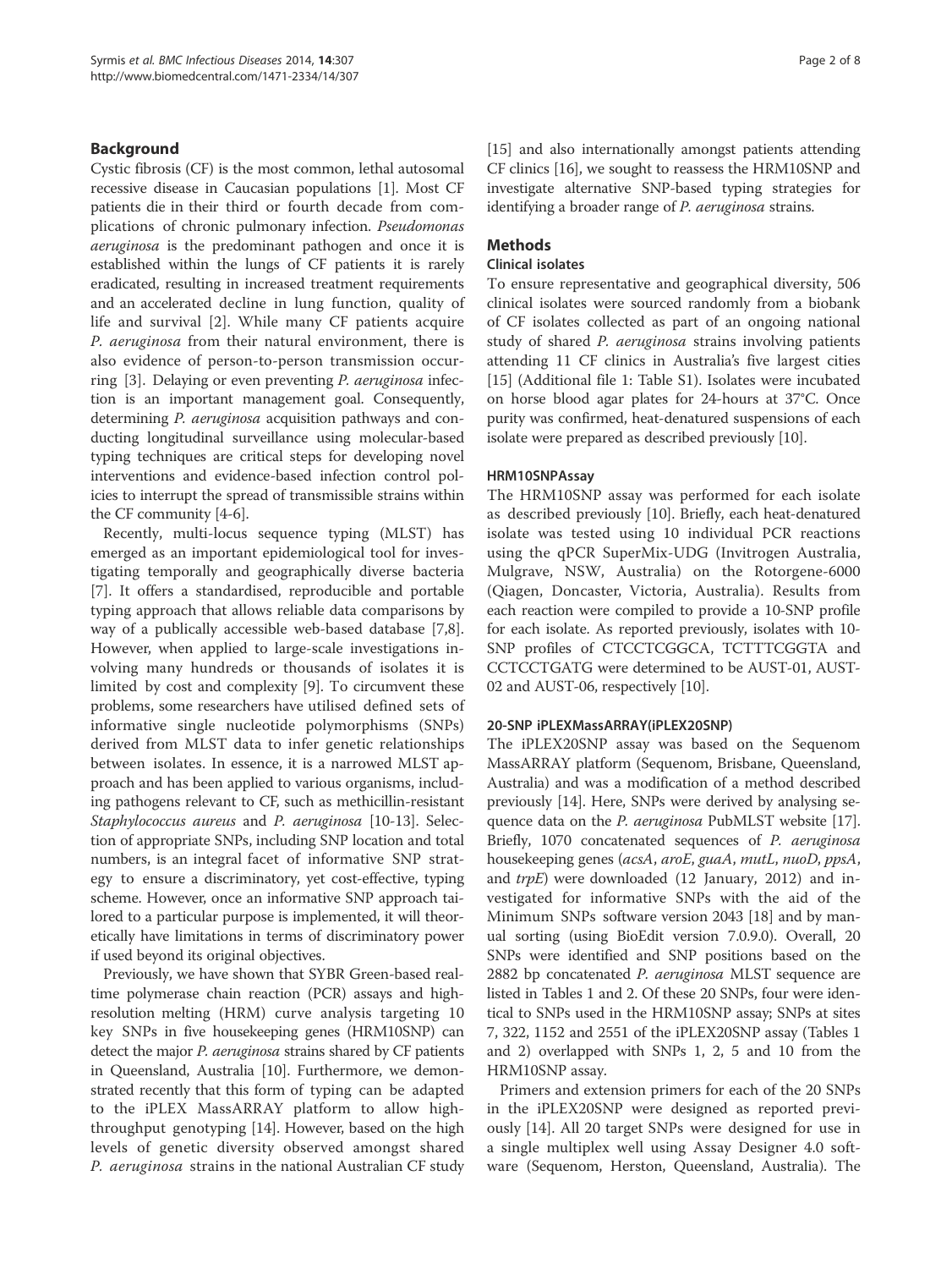## Background

Cystic fibrosis (CF) is the most common, lethal autosomal recessive disease in Caucasian populations [1]. Most CF patients die in their third or fourth decade from complications of chronic pulmonary infection. *Pseudomonas aeruginosa* is the predominant pathogen and once it is established within the lungs of CF patients it is rarely eradicated, resulting in increased treatment requirements and an accelerated decline in lung function, quality of life and survival [2]. While many CF patients acquire *P. aeruginosa* from their natural environment, there is also evidence of person-to-person transmission occurring [3]. Delaying or even preventing *P. aeruginosa* infection is an important management goal. Consequently, determining *P. aeruginosa* acquisition pathways and conducting longitudinal surveillance using molecular-based typing techniques are critical steps for developing novel interventions and evidence-based infection control policies to interrupt the spread of transmissible strains within the CF community [4-6].

Recently, multi-locus sequence typing (MLST) has emerged as an important epidemiological tool for investigating temporally and geographically diverse bacteria [7]. It offers a standardised, reproducible and portable typing approach that allows reliable data comparisons by way of a publically accessible web-based database [7,8]. However, when applied to large-scale investigations involving many hundreds or thousands of isolates it is limited by cost and complexity [9]. To circumvent these problems, some researchers have utilised defined sets of informative single nucleotide polymorphisms (SNPs) derived from MLST data to infer genetic relationships between isolates. In essence, it is a narrowed MLST approach and has been applied to various organisms, including pathogens relevant to CF, such as methicillin-resistant *Staphylococcus aureus* and *P. aeruginosa* [10-13]. Selection of appropriate SNPs, including SNP location and total numbers, is an integral facet of informative SNP strategy to ensure a discriminatory, yet cost-effective, typing scheme. However, once an informative SNP approach tailored to a particular purpose is implemented, it will theoretically have limitations in terms of discriminatory power if used beyond its original objectives.

Previously, we have shown that SYBR Green-based real-time polymerase chain reaction (PCR) assays and high-resolution melting (HRM) curve analysis targeting 10 key SNPs in five housekeeping genes (HRM10SNP) can detect the major *P. aeruginosa* strains shared by CF patients in Queensland, Australia [10]. Furthermore, we demonstrated recently that this form of typing can be adapted to the iPLEX MassARRAY platform to allow high-throughput genotyping [14]. However, based on the high levels of genetic diversity observed amongst shared *P. aeruginosa* strains in the national Australian CF study [15] and also internationally amongst patients attending CF clinics [16], we sought to reassess the HRM10SNP and investigate alternative SNP-based typing strategies for identifying a broader range of *P. aeruginosa* strains.

## Methods

### Clinical isolates

To ensure representative and geographical diversity, 506 clinical isolates were sourced randomly from a biobank of CF isolates collected as part of an ongoing national study of shared *P. aeruginosa* strains involving patients attending 11 CF clinics in Australia's five largest cities [15] (Additional file 1: Table S1). Isolates were incubated on horse blood agar plates for 24-hours at 37°C. Once purity was confirmed, heat-denatured suspensions of each isolate were prepared as described previously [10].

### HRM10SNPAssay

The HRM10SNP assay was performed for each isolate as described previously [10]. Briefly, each heat-denatured isolate was tested using 10 individual PCR reactions using the qPCR SuperMix-UDG (Invitrogen Australia, Mulgrave, NSW, Australia) on the Rotorgene-6000 (Qiagen, Doncaster, Victoria, Australia). Results from each reaction were compiled to provide a 10-SNP profile for each isolate. As reported previously, isolates with 10-SNP profiles of CTCCTCGGCA, TCTTTCGGTA and CCTCCTGATG were determined to be AUST-01, AUST-02 and AUST-06, respectively [10].

### 20-SNP iPLEXMassARRAY(iPLEX20SNP)

The iPLEX20SNP assay was based on the Sequenom MassARRAY platform (Sequenom, Brisbane, Queensland, Australia) and was a modification of a method described previously [14]. Here, SNPs were derived by analysing sequence data on the *P. aeruginosa* PubMLST website [17]. Briefly, 1070 concatenated sequences of *P. aeruginosa* housekeeping genes (*acsA*, *aroE*, *guaA*, *mutL*, *nuoD*, *ppsA*, and *trpE*) were downloaded (12 January, 2012) and investigated for informative SNPs with the aid of the Minimum SNPs software version 2043 [18] and by manual sorting (using BioEdit version 7.0.9.0). Overall, 20 SNPs were identified and SNP positions based on the 2882 bp concatenated *P. aeruginosa* MLST sequence are listed in Tables 1 and 2. Of these 20 SNPs, four were identical to SNPs used in the HRM10SNP assay; SNPs at sites 7, 322, 1152 and 2551 of the iPLEX20SNP assay (Tables 1 and 2) overlapped with SNPs 1, 2, 5 and 10 from the HRM10SNP assay.

Primers and extension primers for each of the 20 SNPs in the iPLEX20SNP were designed as reported previously [14]. All 20 target SNPs were designed for use in a single multiplex well using Assay Designer 4.0 software (Sequenom, Herston, Queensland, Australia). The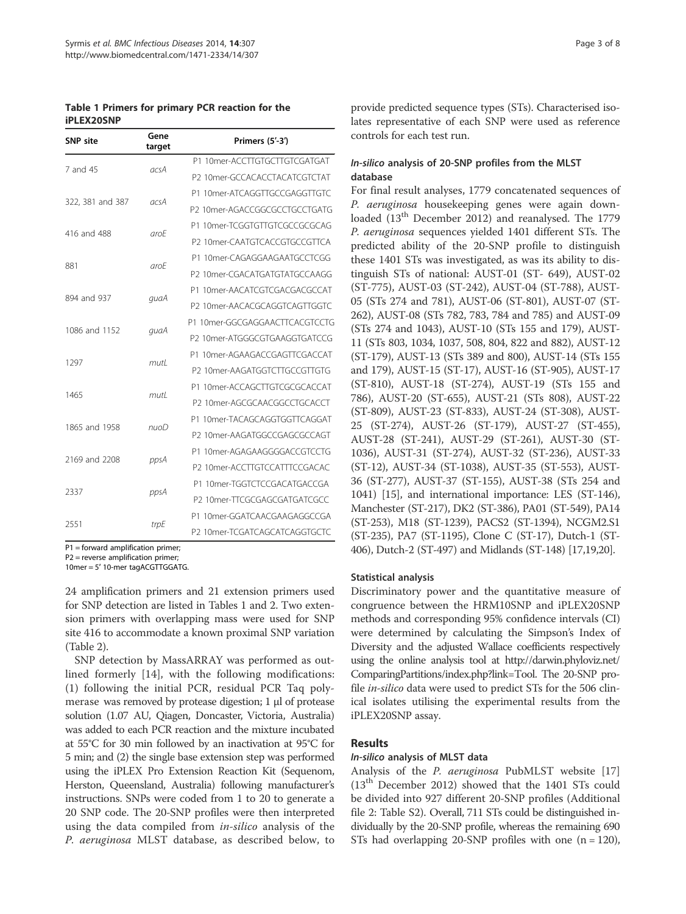**Table 1 Primers for primary PCR reaction for the iPLEX20SNP**

| SNP site | Gene target | Primers (5'-3') |
|---|---|---|
| 7 and 45 | *acsA* | P1 10mer-ACCTTGTGCTTGTCGATGAT |
| | | P2 10mer-GCCACACCTACATCGTCTAT |
| 322, 381 and 387 | *acsA* | P1 10mer-ATCAGGTTGCCGAGGTTGTC |
| | | P2 10mer-AGACCGGCGCCTGCCTGATG |
| 416 and 488 | *aroE* | P1 10mer-TCGGTGTTGTCGCCGCGCAG |
| | | P2 10mer-CAATGTCACCGTGCCGTTCA |
| 881 | *aroE* | P1 10mer-CAGAGGAAGAATGCCTCGG |
| | | P2 10mer-CGACATGATGTATGCCAAGG |
| 894 and 937 | *guaA* | P1 10mer-AACATCGTCGACGACGCCAT |
| | | P2 10mer-AACACGCAGGTCAGTTGGTC |
| 1086 and 1152 | *guaA* | P1 10mer-GGCGAGGAACTTCACGTCCTG |
| | | P2 10mer-ATGGGCGTGAAGGTGATCCG |
| 1297 | *mutL* | P1 10mer-AGAAGACCGAGTTCGACCAT |
| | | P2 10mer-AAGATGGTCTTGCCGTTGTG |
| 1465 | *mutL* | P1 10mer-ACCAGCTTGTCGCGCACCAT |
| | | P2 10mer-AGCGCAACGGCCTGCACCT |
| 1865 and 1958 | *nuoD* | P1 10mer-TACAGCAGGTGGTTCAGGAT |
| | | P2 10mer-AAGATGGCCGAGCGCCAGT |
| 2169 and 2208 | *ppsA* | P1 10mer-AGAGAAGGGGACCGTCCTG |
| | | P2 10mer-ACCTTGTCCATTTCCGACAC |
| 2337 | *ppsA* | P1 10mer-TGGTCTCCGACATGACCGA |
| | | P2 10mer-TTCGCGAGCGATGATCGCC |
| 2551 | *trpE* | P1 10mer-GGATCAACGAAGAGGCCGA |
| | | P2 10mer-TCGATCAGCATCAGGTGCTC |

P1 = forward amplification primer;
P2 = reverse amplification primer;
10mer = 5' 10-mer tagACGTTGGATG.

24 amplification primers and 21 extension primers used for SNP detection are listed in Tables 1 and 2. Two extension primers with overlapping mass were used for SNP site 416 to accommodate a known proximal SNP variation (Table 2).

SNP detection by MassARRAY was performed as outlined formerly [14], with the following modifications: (1) following the initial PCR, residual PCR Taq polymerase was removed by protease digestion; 1 μl of protease solution (1.07 AU, Qiagen, Doncaster, Victoria, Australia) was added to each PCR reaction and the mixture incubated at 55°C for 30 min followed by an inactivation at 95°C for 5 min; and (2) the single base extension step was performed using the iPLEX Pro Extension Reaction Kit (Sequenom, Herston, Queensland, Australia) following manufacturer's instructions. SNPs were coded from 1 to 20 to generate a 20 SNP code. The 20-SNP profiles were then interpreted using the data compiled from *in-silico* analysis of the *P. aeruginosa* MLST database, as described below, to provide predicted sequence types (STs). Characterised isolates representative of each SNP were used as reference controls for each test run.

### *In-silico* analysis of 20-SNP profiles from the MLST database

For final result analyses, 1779 concatenated sequences of *P. aeruginosa* housekeeping genes were again downloaded (13th December 2012) and reanalysed. The 1779 *P. aeruginosa* sequences yielded 1401 different STs. The predicted ability of the 20-SNP profile to distinguish these 1401 STs was investigated, as was its ability to distinguish STs of national: AUST-01 (ST- 649), AUST-02 (ST-775), AUST-03 (ST-242), AUST-04 (ST-788), AUST-05 (STs 274 and 781), AUST-06 (ST-801), AUST-07 (ST-262), AUST-08 (STs 782, 783, 784 and 785) and AUST-09 (STs 274 and 1043), AUST-10 (STs 155 and 179), AUST-11 (STs 803, 1034, 1037, 508, 804, 822 and 882), AUST-12 (ST-179), AUST-13 (STs 389 and 800), AUST-14 (STs 155 and 179), AUST-15 (ST-17), AUST-16 (ST-905), AUST-17 (ST-810), AUST-18 (ST-274), AUST-19 (STs 155 and 786), AUST-20 (ST-655), AUST-21 (STs 808), AUST-22 (ST-809), AUST-23 (ST-833), AUST-24 (ST-308), AUST-25 (ST-274), AUST-26 (ST-179), AUST-27 (ST-455), AUST-28 (ST-241), AUST-29 (ST-261), AUST-30 (ST-1036), AUST-31 (ST-274), AUST-32 (ST-236), AUST-33 (ST-12), AUST-34 (ST-1038), AUST-35 (ST-553), AUST-36 (ST-277), AUST-37 (ST-155), AUST-38 (STs 254 and 1041) [15], and international importance: LES (ST-146), Manchester (ST-217), DK2 (ST-386), PA01 (ST-549), PA14 (ST-253), M18 (ST-1239), PACS2 (ST-1394), NCGM2.S1 (ST-235), PA7 (ST-1195), Clone C (ST-17), Dutch-1 (ST-406), Dutch-2 (ST-497) and Midlands (ST-148) [17,19,20].

### Statistical analysis

Discriminatory power and the quantitative measure of congruence between the HRM10SNP and iPLEX20SNP methods and corresponding 95% confidence intervals (CI) were determined by calculating the Simpson's Index of Diversity and the adjusted Wallace coefficients respectively using the online analysis tool at http://darwin.phyloviz.net/ComparingPartitions/index.php?link=Tool. The 20-SNP profile *in-silico* data were used to predict STs for the 506 clinical isolates utilising the experimental results from the iPLEX20SNP assay.

## Results

### *In-silico* analysis of MLST data

Analysis of the *P. aeruginosa* PubMLST website [17] (13th December 2012) showed that the 1401 STs could be divided into 927 different 20-SNP profiles (Additional file 2: Table S2). Overall, 711 STs could be distinguished individually by the 20-SNP profile, whereas the remaining 690 STs had overlapping 20-SNP profiles with one (n = 120),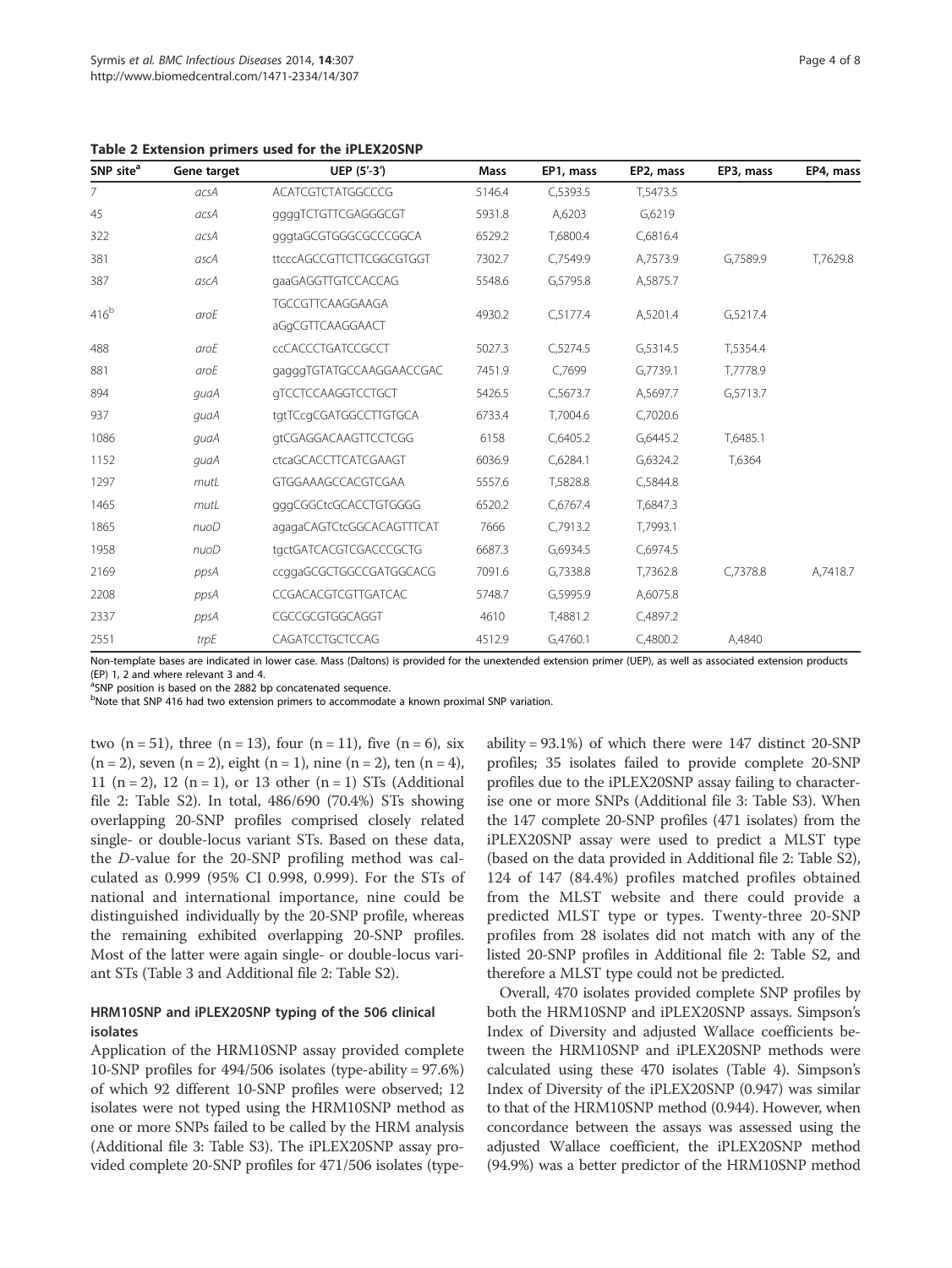**Table 2 Extension primers used for the iPLEX20SNP**

| SNP site[a] | Gene target | UEP (5'-3') | Mass | EP1, mass | EP2, mass | EP3, mass | EP4, mass |
|---|---|---|---|---|---|---|---|
| 7 | *acsA* | ACATCGTCTATGGCCCG | 5146.4 | C,5393.5 | T,5473.5 | | |
| 45 | *acsA* | ggggTCTGTTCGAGGGCGT | 5931.8 | A,6203 | G,6219 | | |
| 322 | *acsA* | gggtaGCGTGGGCGCCCGGCA | 6529.2 | T,6800.4 | C,6816.4 | | |
| 381 | *ascA* | ttcccAGCCGTTCTTCGGCGTGGT | 7302.7 | C,7549.9 | A,7573.9 | G,7589.9 | T,7629.8 |
| 387 | *ascA* | gaaGAGGTTGTCCACCAG | 5548.6 | G,5795.8 | A,5875.7 | | |
| 416[b] | *aroE* | TGCCGTTCAAGGAAGA<br>aGgCGTTCAAGGAACT | 4930.2 | C,5177.4 | A,5201.4 | G,5217.4 | |
| 488 | *aroE* | ccCACCCTGATCCGCCT | 5027.3 | C,5274.5 | G,5314.5 | T,5354.4 | |
| 881 | *aroE* | gagggTGTATGCCAAGGAACCGAC | 7451.9 | C,7699 | G,7739.1 | T,7778.9 | |
| 894 | *guaA* | gTCCTCCAAGGTCCTGCT | 5426.5 | C,5673.7 | A,5697.7 | G,5713.7 | |
| 937 | *guaA* | tgtTCcgCGATGGCCTTGTGCA | 6733.4 | T,7004.6 | C,7020.6 | | |
| 1086 | *guaA* | gtCGAGGACAAGTTCCTCGG | 6158 | C,6405.2 | G,6445.2 | T,6485.1 | |
| 1152 | *guaA* | ctcaGCACCTTCATCGAAGT | 6036.9 | C,6284.1 | G,6324.2 | T,6364 | |
| 1297 | *mutL* | GTGGAAAGCCACGTCGAA | 5557.6 | T,5828.8 | C,5844.8 | | |
| 1465 | *mutL* | gggCGGCtcGCACCTGTGGGG | 6520.2 | C,6767.4 | T,6847.3 | | |
| 1865 | *nuoD* | agagaCAGTCtcGGCACAGTTTCAT | 7666 | C,7913.2 | T,7993.1 | | |
| 1958 | *nuoD* | tgctGATCACGTCGACCCGCTG | 6687.3 | G,6934.5 | C,6974.5 | | |
| 2169 | *ppsA* | ccggaGCGCTGGCCGATGGCACG | 7091.6 | G,7338.8 | T,7362.8 | C,7378.8 | A,7418.7 |
| 2208 | *ppsA* | CCGACACGTCGTTGATCAC | 5748.7 | G,5995.9 | A,6075.8 | | |
| 2337 | *ppsA* | CGCCGCGTGGCAGGT | 4610 | T,4881.2 | C,4897.2 | | |
| 2551 | *trpE* | CAGATCCTGCTCCAG | 4512.9 | G,4760.1 | C,4800.2 | A,4840 | |

Non-template bases are indicated in lower case. Mass (Daltons) is provided for the unextended extension primer (UEP), as well as associated extension products (EP) 1, 2 and where relevant 3 and 4.
[a]SNP position is based on the 2882 bp concatenated sequence.
[b]Note that SNP 416 had two extension primers to accommodate a known proximal SNP variation.

two (n = 51), three (n = 13), four (n = 11), five (n = 6), six (n = 2), seven (n = 2), eight (n = 1), nine (n = 2), ten (n = 4), 11 (n = 2), 12 (n = 1), or 13 other (n = 1) STs (Additional file 2: Table S2). In total, 486/690 (70.4%) STs showing overlapping 20-SNP profiles comprised closely related single- or double-locus variant STs. Based on these data, the *D*-value for the 20-SNP profiling method was calculated as 0.999 (95% CI 0.998, 0.999). For the STs of national and international importance, nine could be distinguished individually by the 20-SNP profile, whereas the remaining exhibited overlapping 20-SNP profiles. Most of the latter were again single- or double-locus variant STs (Table 3 and Additional file 2: Table S2).

### HRM10SNP and iPLEX20SNP typing of the 506 clinical isolates

Application of the HRM10SNP assay provided complete 10-SNP profiles for 494/506 isolates (type-ability = 97.6%) of which 92 different 10-SNP profiles were observed; 12 isolates were not typed using the HRM10SNP method as one or more SNPs failed to be called by the HRM analysis (Additional file 3: Table S3). The iPLEX20SNP assay provided complete 20-SNP profiles for 471/506 isolates (type-ability = 93.1%) of which there were 147 distinct 20-SNP profiles; 35 isolates failed to provide complete 20-SNP profiles due to the iPLEX20SNP assay failing to characterise one or more SNPs (Additional file 3: Table S3). When the 147 complete 20-SNP profiles (471 isolates) from the iPLEX20SNP assay were used to predict a MLST type (based on the data provided in Additional file 2: Table S2), 124 of 147 (84.4%) profiles matched profiles obtained from the MLST website and there could provide a predicted MLST type or types. Twenty-three 20-SNP profiles from 28 isolates did not match with any of the listed 20-SNP profiles in Additional file 2: Table S2, and therefore a MLST type could not be predicted.

Overall, 470 isolates provided complete SNP profiles by both the HRM10SNP and iPLEX20SNP assays. Simpson's Index of Diversity and adjusted Wallace coefficients between the HRM10SNP and iPLEX20SNP methods were calculated using these 470 isolates (Table 4). Simpson's Index of Diversity of the iPLEX20SNP (0.947) was similar to that of the HRM10SNP method (0.944). However, when concordance between the assays was assessed using the adjusted Wallace coefficient, the iPLEX20SNP method (94.9%) was a better predictor of the HRM10SNP method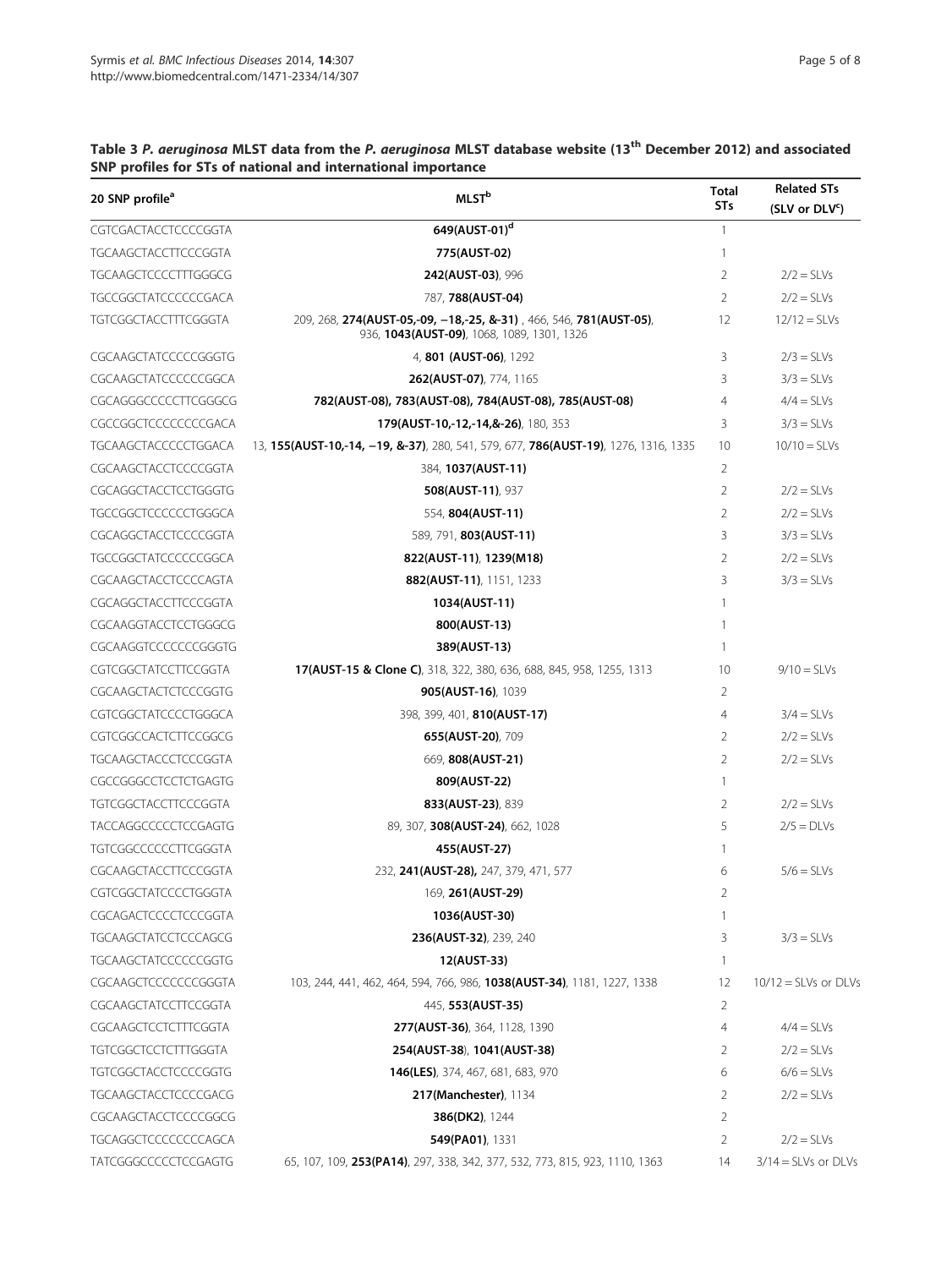**Table 3** ***P. aeruginosa*** **MLST data from the** ***P. aeruginosa*** **MLST database website (13th December 2012) and associated SNP profiles for STs of national and international importance**

| 20 SNP profile[a] | MLST[b] | Total STs | Related STs (SLV or DLV[c]) |
|---|---|---|---|
| CGTCGACTACCTCCCCGGTA | **649(AUST-01)[d]** | 1 | |
| TGCAAGCTACCTTCCCGGTA | **775(AUST-02)** | 1 | |
| TGCAAGCTCCCCTTTGGGCG | **242(AUST-03)**, 996 | 2 | 2/2 = SLVs |
| TGCCGGCTATCCCCCCGACA | 787, **788(AUST-04)** | 2 | 2/2 = SLVs |
| TGTCGGCTACCTTTCGGGTA | 209, 268, **274(AUST-05,-09, −18,-25, &-31)** , 466, 546, **781(AUST-05)**, 936, **1043(AUST-09)**, 1068, 1089, 1301, 1326 | 12 | 12/12 = SLVs |
| CGCAAGCTATCCCCCGGGTG | 4, **801 (AUST-06)**, 1292 | 3 | 2/3 = SLVs |
| CGCAAGCTATCCCCCCGGCA | **262(AUST-07)**, 774, 1165 | 3 | 3/3 = SLVs |
| CGCAGGGCCCCCTTCGGGCG | **782(AUST-08), 783(AUST-08), 784(AUST-08), 785(AUST-08)** | 4 | 4/4 = SLVs |
| CGCCGGCTCCCCCCCCGACA | **179(AUST-10,-12,-14,&-26)**, 180, 353 | 3 | 3/3 = SLVs |
| TGCAAGCTACCCCCTGGACA | 13, **155(AUST-10,-14, −19, &-37)**, 280, 541, 579, 677, **786(AUST-19)**, 1276, 1316, 1335 | 10 | 10/10 = SLVs |
| CGCAAGCTACCTCCCCGGTA | 384, **1037(AUST-11)** | 2 | |
| CGCAGGCTACCTCCTGGGTG | **508(AUST-11)**, 937 | 2 | 2/2 = SLVs |
| TGCCGGCTCCCCCCTGGGCA | 554, **804(AUST-11)** | 2 | 2/2 = SLVs |
| CGCAGGCTACCTCCCCGGTA | 589, 791, **803(AUST-11)** | 3 | 3/3 = SLVs |
| TGCCGGCTATCCCCCCGGCA | **822(AUST-11)**, **1239(M18)** | 2 | 2/2 = SLVs |
| CGCAAGCTACCTCCCCAGTA | **882(AUST-11)**, 1151, 1233 | 3 | 3/3 = SLVs |
| CGCAGGCTACCTTCCCGGTA | **1034(AUST-11)** | 1 | |
| CGCAAGGTACCTCCTGGGCG | **800(AUST-13)** | 1 | |
| CGCAAGGTCCCCCCCGGGTG | **389(AUST-13)** | 1 | |
| CGTCGGCTATCCTTCCGGTA | **17(AUST-15 & Clone C)**, 318, 322, 380, 636, 688, 845, 958, 1255, 1313 | 10 | 9/10 = SLVs |
| CGCAAGCTACTCTCCCGGTG | **905(AUST-16)**, 1039 | 2 | |
| CGTCGGCTATCCCCTGGGCA | 398, 399, 401, **810(AUST-17)** | 4 | 3/4 = SLVs |
| CGTCGGCCACTCTTCCGGCG | **655(AUST-20)**, 709 | 2 | 2/2 = SLVs |
| TGCAAGCTACCCTCCCGGTA | 669, **808(AUST-21)** | 2 | 2/2 = SLVs |
| CGCCGGGCCTCCTCTGAGTG | **809(AUST-22)** | 1 | |
| TGTCGGCTACCTTCCCGGTA | **833(AUST-23)**, 839 | 2 | 2/2 = SLVs |
| TACCAGGCCCCCTCCGAGTG | 89, 307, **308(AUST-24)**, 662, 1028 | 5 | 2/5 = DLVs |
| TGTCGGCCCCCCTTCGGGTA | **455(AUST-27)** | 1 | |
| CGCAAGCTACCTTCCCGGTA | 232, **241(AUST-28),** 247, 379, 471, 577 | 6 | 5/6 = SLVs |
| CGTCGGCTATCCCCTGGGTA | 169, **261(AUST-29)** | 2 | |
| CGCAGACTCCCCTCCCGGTA | **1036(AUST-30)** | 1 | |
| TGCAAGCTATCCTCCCAGCG | **236(AUST-32)**, 239, 240 | 3 | 3/3 = SLVs |
| TGCAAGCTATCCCCCCGGTG | **12(AUST-33)** | 1 | |
| CGCAAGCTCCCCCCCGGGTA | 103, 244, 441, 462, 464, 594, 766, 986, **1038(AUST-34)**, 1181, 1227, 1338 | 12 | 10/12 = SLVs or DLVs |
| CGCAAGCTATCCTTCCGGTA | 445, **553(AUST-35)** | 2 | |
| CGCAAGCTCCTCTTTCGGTA | **277(AUST-36)**, 364, 1128, 1390 | 4 | 4/4 = SLVs |
| TGTCGGCTCCTCTTTGGGTA | **254(AUST-38**), **1041(AUST-38)** | 2 | 2/2 = SLVs |
| TGTCGGCTACCTCCCCGGTG | **146(LES)**, 374, 467, 681, 683, 970 | 6 | 6/6 = SLVs |
| TGCAAGCTACCTCCCCGACG | **217(Manchester)**, 1134 | 2 | 2/2 = SLVs |
| CGCAAGCTACCTCCCCGGCG | **386(DK2)**, 1244 | 2 | |
| TGCAGGCTCCCCCCCCAGCA | **549(PA01)**, 1331 | 2 | 2/2 = SLVs |
| TATCGGGCCCCCTCCGAGTG | 65, 107, 109, **253(PA14)**, 297, 338, 342, 377, 532, 773, 815, 923, 1110, 1363 | 14 | 3/14 = SLVs or DLVs |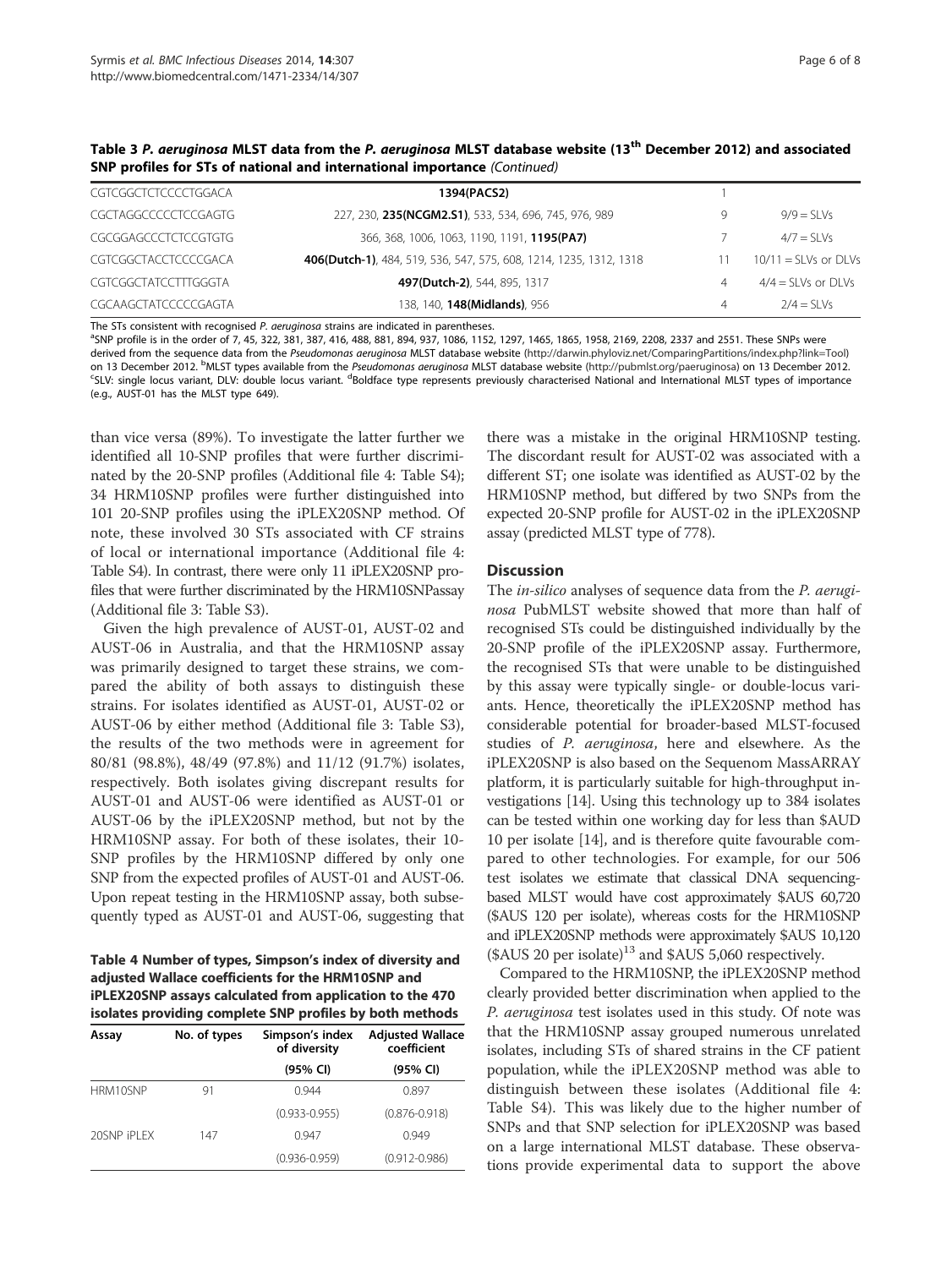**Table 3 *P. aeruginosa* MLST data from the *P. aeruginosa* MLST database website (13th December 2012) and associated SNP profiles for STs of national and international importance** *(Continued)*

| | | | |
|---|---|---|---|
| CGTCGGCTCTCCCCTGGACA | **1394(PACS2)** | 1 | |
| CGCTAGGCCCCCTCCGAGTG | 227, 230, **235(NCGM2.S1)**, 533, 534, 696, 745, 976, 989 | 9 | 9/9 = SLVs |
| CGCGGAGCCCTCTCCGTGTG | 366, 368, 1006, 1063, 1190, 1191, **1195(PA7)** | 7 | 4/7 = SLVs |
| CGTCGGCTACCTCCCCGACA | **406(Dutch-1)**, 484, 519, 536, 547, 575, 608, 1214, 1235, 1312, 1318 | 11 | 10/11 = SLVs or DLVs |
| CGTCGGCTATCCTTTGGGTA | **497(Dutch-2)**, 544, 895, 1317 | 4 | 4/4 = SLVs or DLVs |
| CGCAAGCTATCCCCCGAGTA | 138, 140, **148(Midlands)**, 956 | 4 | 2/4 = SLVs |

The STs consistent with recognised *P. aeruginosa* strains are indicated in parentheses.
[a]SNP profile is in the order of 7, 45, 322, 381, 387, 416, 488, 881, 894, 937, 1086, 1152, 1297, 1465, 1865, 1958, 2169, 2208, 2337 and 2551. These SNPs were derived from the sequence data from the *Pseudomonas aeruginosa* MLST database website (http://darwin.phyloviz.net/ComparingPartitions/index.php?link=Tool) on 13 December 2012. [b]MLST types available from the *Pseudomonas aeruginosa* MLST database website (http://pubmlst.org/paeruginosa) on 13 December 2012. [c]SLV: single locus variant, DLV: double locus variant. [d]Boldface type represents previously characterised National and International MLST types of importance (e.g., AUST-01 has the MLST type 649).

than vice versa (89%). To investigate the latter further we identified all 10-SNP profiles that were further discriminated by the 20-SNP profiles (Additional file 4: Table S4); 34 HRM10SNP profiles were further distinguished into 101 20-SNP profiles using the iPLEX20SNP method. Of note, these involved 30 STs associated with CF strains of local or international importance (Additional file 4: Table S4). In contrast, there were only 11 iPLEX20SNP profiles that were further discriminated by the HRM10SNPassay (Additional file 3: Table S3).

Given the high prevalence of AUST-01, AUST-02 and AUST-06 in Australia, and that the HRM10SNP assay was primarily designed to target these strains, we compared the ability of both assays to distinguish these strains. For isolates identified as AUST-01, AUST-02 or AUST-06 by either method (Additional file 3: Table S3), the results of the two methods were in agreement for 80/81 (98.8%), 48/49 (97.8%) and 11/12 (91.7%) isolates, respectively. Both isolates giving discrepant results for AUST-01 and AUST-06 were identified as AUST-01 or AUST-06 by the iPLEX20SNP method, but not by the HRM10SNP assay. For both of these isolates, their 10-SNP profiles by the HRM10SNP differed by only one SNP from the expected profiles of AUST-01 and AUST-06. Upon repeat testing in the HRM10SNP assay, both subsequently typed as AUST-01 and AUST-06, suggesting that there was a mistake in the original HRM10SNP testing. The discordant result for AUST-02 was associated with a different ST; one isolate was identified as AUST-02 by the HRM10SNP method, but differed by two SNPs from the expected 20-SNP profile for AUST-02 in the iPLEX20SNP assay (predicted MLST type of 778).

**Table 4 Number of types, Simpson's index of diversity and adjusted Wallace coefficients for the HRM10SNP and iPLEX20SNP assays calculated from application to the 470 isolates providing complete SNP profiles by both methods**

| Assay | No. of types | Simpson's index of diversity | Adjusted Wallace coefficient |
|---|---|---|---|
| | | (95% CI) | (95% CI) |
| HRM10SNP | 91 | 0.944 | 0.897 |
| | | (0.933-0.955) | (0.876-0.918) |
| 20SNP iPLEX | 147 | 0.947 | 0.949 |
| | | (0.936-0.959) | (0.912-0.986) |

## Discussion

The *in-silico* analyses of sequence data from the *P. aeruginosa* PubMLST website showed that more than half of recognised STs could be distinguished individually by the 20-SNP profile of the iPLEX20SNP assay. Furthermore, the recognised STs that were unable to be distinguished by this assay were typically single- or double-locus variants. Hence, theoretically the iPLEX20SNP method has considerable potential for broader-based MLST-focused studies of *P. aeruginosa*, here and elsewhere. As the iPLEX20SNP is also based on the Sequenom MassARRAY platform, it is particularly suitable for high-throughput investigations [14]. Using this technology up to 384 isolates can be tested within one working day for less than $AUD 10 per isolate [14], and is therefore quite favourable compared to other technologies. For example, for our 506 test isolates we estimate that classical DNA sequencing-based MLST would have cost approximately $AUS 60,720 ($AUS 120 per isolate), whereas costs for the HRM10SNP and iPLEX20SNP methods were approximately $AUS 10,120 ($AUS 20 per isolate)[13] and $AUS 5,060 respectively.

Compared to the HRM10SNP, the iPLEX20SNP method clearly provided better discrimination when applied to the *P. aeruginosa* test isolates used in this study. Of note was that the HRM10SNP assay grouped numerous unrelated isolates, including STs of shared strains in the CF patient population, while the iPLEX20SNP method was able to distinguish between these isolates (Additional file 4: Table S4). This was likely due to the higher number of SNPs and that SNP selection for iPLEX20SNP was based on a large international MLST database. These observations provide experimental data to support the above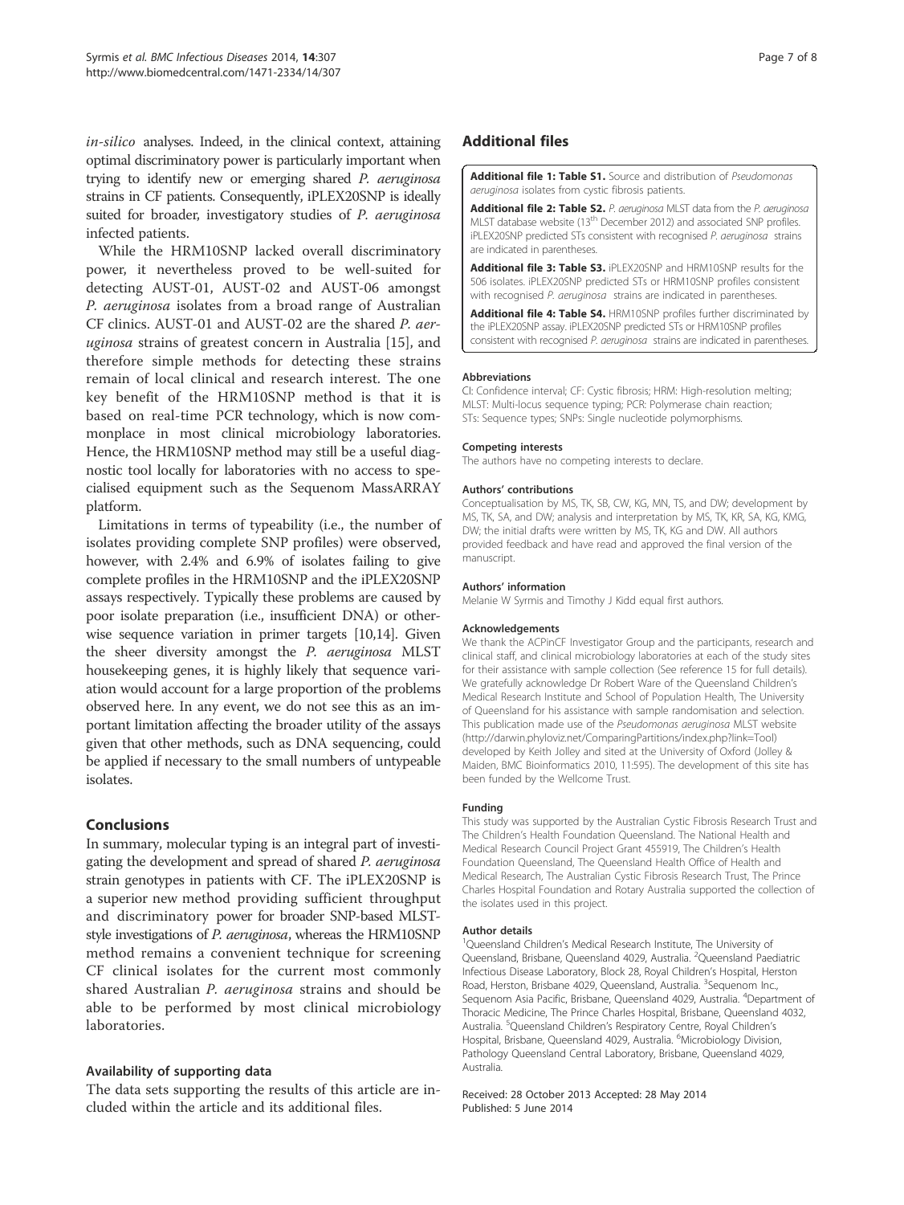*in-silico* analyses. Indeed, in the clinical context, attaining optimal discriminatory power is particularly important when trying to identify new or emerging shared *P. aeruginosa* strains in CF patients. Consequently, iPLEX20SNP is ideally suited for broader, investigatory studies of *P. aeruginosa* infected patients.

While the HRM10SNP lacked overall discriminatory power, it nevertheless proved to be well-suited for detecting AUST-01, AUST-02 and AUST-06 amongst *P. aeruginosa* isolates from a broad range of Australian CF clinics. AUST-01 and AUST-02 are the shared *P. aeruginosa* strains of greatest concern in Australia [15], and therefore simple methods for detecting these strains remain of local clinical and research interest. The one key benefit of the HRM10SNP method is that it is based on real-time PCR technology, which is now commonplace in most clinical microbiology laboratories. Hence, the HRM10SNP method may still be a useful diagnostic tool locally for laboratories with no access to specialised equipment such as the Sequenom MassARRAY platform.

Limitations in terms of typeability (i.e., the number of isolates providing complete SNP profiles) were observed, however, with 2.4% and 6.9% of isolates failing to give complete profiles in the HRM10SNP and the iPLEX20SNP assays respectively. Typically these problems are caused by poor isolate preparation (i.e., insufficient DNA) or otherwise sequence variation in primer targets [10,14]. Given the sheer diversity amongst the *P. aeruginosa* MLST housekeeping genes, it is highly likely that sequence variation would account for a large proportion of the problems observed here. In any event, we do not see this as an important limitation affecting the broader utility of the assays given that other methods, such as DNA sequencing, could be applied if necessary to the small numbers of untypeable isolates.

## Conclusions

In summary, molecular typing is an integral part of investigating the development and spread of shared *P. aeruginosa* strain genotypes in patients with CF. The iPLEX20SNP is a superior new method providing sufficient throughput and discriminatory power for broader SNP-based MLST-style investigations of *P. aeruginosa*, whereas the HRM10SNP method remains a convenient technique for screening CF clinical isolates for the current most commonly shared Australian *P. aeruginosa* strains and should be able to be performed by most clinical microbiology laboratories.

### Availability of supporting data

The data sets supporting the results of this article are included within the article and its additional files.

## Additional files

**Additional file 1: Table S1.** Source and distribution of *Pseudomonas aeruginosa* isolates from cystic fibrosis patients.

**Additional file 2: Table S2.** *P. aeruginosa* MLST data from the *P. aeruginosa* MLST database website (13th December 2012) and associated SNP profiles. iPLEX20SNP predicted STs consistent with recognised *P. aeruginosa* strains are indicated in parentheses.

**Additional file 3: Table S3.** iPLEX20SNP and HRM10SNP results for the 506 isolates. iPLEX20SNP predicted STs or HRM10SNP profiles consistent with recognised *P. aeruginosa* strains are indicated in parentheses.

**Additional file 4: Table S4.** HRM10SNP profiles further discriminated by the iPLEX20SNP assay. iPLEX20SNP predicted STs or HRM10SNP profiles consistent with recognised *P. aeruginosa* strains are indicated in parentheses.

#### Abbreviations

CI: Confidence interval; CF: Cystic fibrosis; HRM: High-resolution melting; MLST: Multi-locus sequence typing; PCR: Polymerase chain reaction; STs: Sequence types; SNPs: Single nucleotide polymorphisms.

#### Competing interests

The authors have no competing interests to declare.

#### Authors' contributions

Conceptualisation by MS, TK, SB, CW, KG, MN, TS, and DW; development by MS, TK, SA, and DW; analysis and interpretation by MS, TK, KR, SA, KG, KMG, DW; the initial drafts were written by MS, TK, KG and DW. All authors provided feedback and have read and approved the final version of the manuscript.

#### Authors' information

Melanie W Syrmis and Timothy J Kidd equal first authors.

#### Acknowledgements

We thank the ACPinCF Investigator Group and the participants, research and clinical staff, and clinical microbiology laboratories at each of the study sites for their assistance with sample collection (See reference 15 for full details). We gratefully acknowledge Dr Robert Ware of the Queensland Children's Medical Research Institute and School of Population Health, The University of Queensland for his assistance with sample randomisation and selection. This publication made use of the *Pseudomonas aeruginosa* MLST website (http://darwin.phyloviz.net/ComparingPartitions/index.php?link=Tool) developed by Keith Jolley and sited at the University of Oxford (Jolley & Maiden, BMC Bioinformatics 2010, 11:595). The development of this site has been funded by the Wellcome Trust.

#### Funding

This study was supported by the Australian Cystic Fibrosis Research Trust and The Children's Health Foundation Queensland. The National Health and Medical Research Council Project Grant 455919, The Children's Health Foundation Queensland, The Queensland Health Office of Health and Medical Research, The Australian Cystic Fibrosis Research Trust, The Prince Charles Hospital Foundation and Rotary Australia supported the collection of the isolates used in this project.

#### Author details

[1]Queensland Children's Medical Research Institute, The University of Queensland, Brisbane, Queensland 4029, Australia. [2]Queensland Paediatric Infectious Disease Laboratory, Block 28, Royal Children's Hospital, Herston Road, Herston, Brisbane 4029, Queensland, Australia. [3]Sequenom Inc., Sequenom Asia Pacific, Brisbane, Queensland 4029, Australia. [4]Department of Thoracic Medicine, The Prince Charles Hospital, Brisbane, Queensland 4032, Australia. [5]Queensland Children's Respiratory Centre, Royal Children's Hospital, Brisbane, Queensland 4029, Australia. [6]Microbiology Division, Pathology Queensland Central Laboratory, Brisbane, Queensland 4029, Australia.

Received: 28 October 2013 Accepted: 28 May 2014
Published: 5 June 2014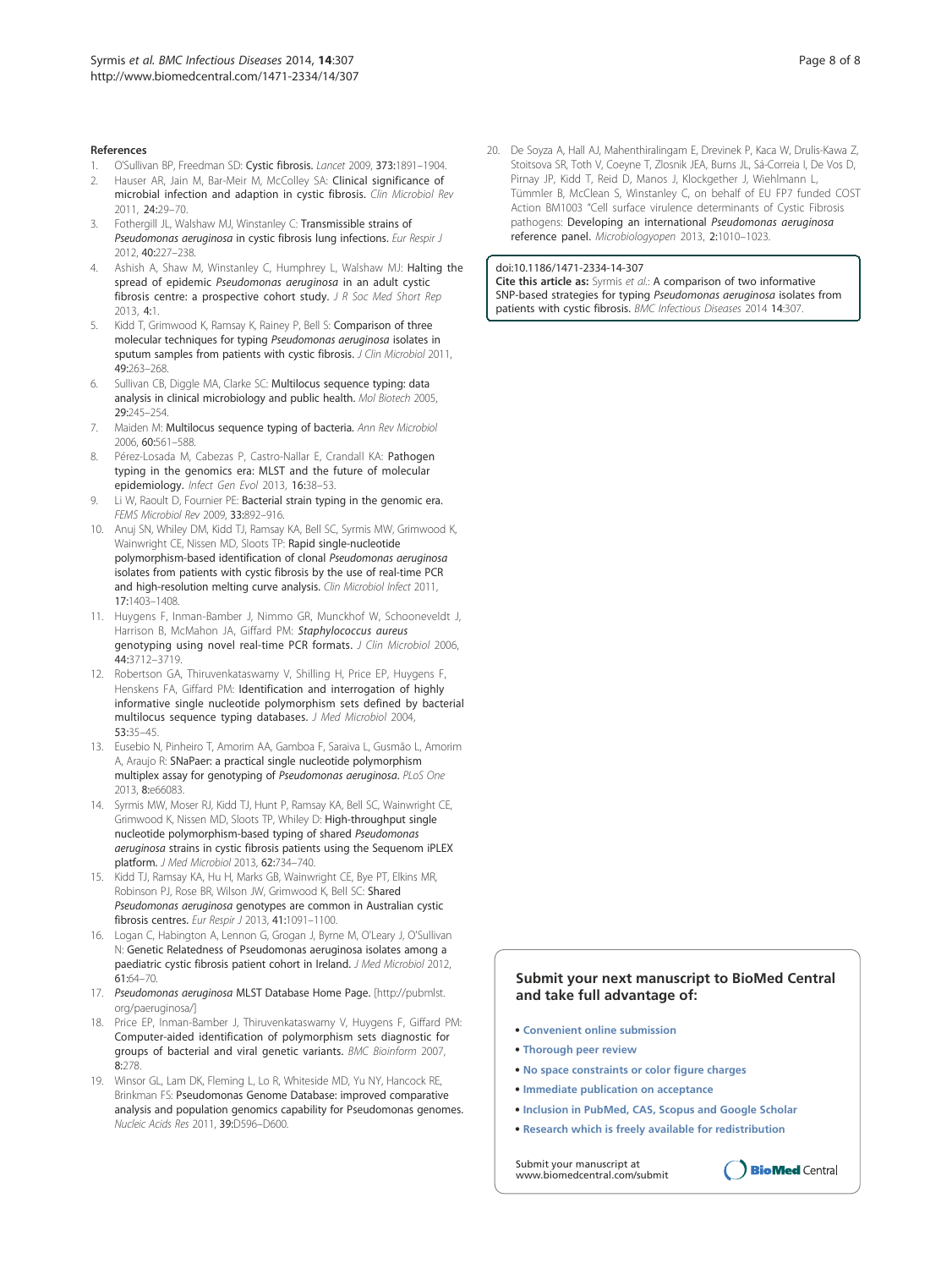## References

1. O'Sullivan BP, Freedman SD: **Cystic fibrosis.** *Lancet* 2009, **373:**1891–1904.
2. Hauser AR, Jain M, Bar-Meir M, McColley SA: **Clinical significance of microbial infection and adaption in cystic fibrosis.** *Clin Microbiol Rev* 2011, **24:**29–70.
3. Fothergill JL, Walshaw MJ, Winstanley C: **Transmissible strains of** ***Pseudomonas aeruginosa*** **in cystic fibrosis lung infections.** *Eur Respir J* 2012, **40:**227–238.
4. Ashish A, Shaw M, Winstanley C, Humphrey L, Walshaw MJ: **Halting the spread of epidemic** ***Pseudomonas aeruginosa*** **in an adult cystic fibrosis centre: a prospective cohort study.** *J R Soc Med Short Rep* 2013, **4:**1.
5. Kidd T, Grimwood K, Ramsay K, Rainey P, Bell S: **Comparison of three molecular techniques for typing** ***Pseudomonas aeruginosa*** **isolates in sputum samples from patients with cystic fibrosis.** *J Clin Microbiol* 2011, **49:**263–268.
6. Sullivan CB, Diggle MA, Clarke SC: **Multilocus sequence typing: data analysis in clinical microbiology and public health.** *Mol Biotech* 2005, **29:**245–254.
7. Maiden M: **Multilocus sequence typing of bacteria.** *Ann Rev Microbiol* 2006, **60:**561–588.
8. Pérez-Losada M, Cabezas P, Castro-Nallar E, Crandall KA: **Pathogen typing in the genomics era: MLST and the future of molecular epidemiology.** *Infect Gen Evol* 2013, **16:**38–53.
9. Li W, Raoult D, Fournier PE: **Bacterial strain typing in the genomic era.** *FEMS Microbiol Rev* 2009, **33:**892–916.
10. Anuj SN, Whiley DM, Kidd TJ, Ramsay KA, Bell SC, Syrmis MW, Grimwood K, Wainwright CE, Nissen MD, Sloots TP: **Rapid single-nucleotide polymorphism-based identification of clonal** ***Pseudomonas aeruginosa*** **isolates from patients with cystic fibrosis by the use of real-time PCR and high-resolution melting curve analysis.** *Clin Microbiol Infect* 2011, **17:**1403–1408.
11. Huygens F, Inman-Bamber J, Nimmo GR, Munckhof W, Schooneveldt J, Harrison B, McMahon JA, Giffard PM: ***Staphylococcus aureus*** **genotyping using novel real-time PCR formats.** *J Clin Microbiol* 2006, **44:**3712–3719.
12. Robertson GA, Thiruvenkataswamy V, Shilling H, Price EP, Huygens F, Henskens FA, Giffard PM: **Identification and interrogation of highly informative single nucleotide polymorphism sets defined by bacterial multilocus sequence typing databases.** *J Med Microbiol* 2004, **53:**35–45.
13. Eusebio N, Pinheiro T, Amorim AA, Gamboa F, Saraiva L, Gusmão L, Amorim A, Araujo R: **SNaPaer: a practical single nucleotide polymorphism multiplex assay for genotyping of** ***Pseudomonas aeruginosa.*** *PLoS One* 2013, **8:**e66083.
14. Syrmis MW, Moser RJ, Kidd TJ, Hunt P, Ramsay KA, Bell SC, Wainwright CE, Grimwood K, Nissen MD, Sloots TP, Whiley D: **High-throughput single nucleotide polymorphism-based typing of shared** ***Pseudomonas aeruginosa*** **strains in cystic fibrosis patients using the Sequenom iPLEX platform.** *J Med Microbiol* 2013, **62:**734–740.
15. Kidd TJ, Ramsay KA, Hu H, Marks GB, Wainwright CE, Bye PT, Elkins MR, Robinson PJ, Rose BR, Wilson JW, Grimwood K, Bell SC: **Shared** ***Pseudomonas aeruginosa*** **genotypes are common in Australian cystic fibrosis centres.** *Eur Respir J* 2013, **41:**1091–1100.
16. Logan C, Habington A, Lennon G, Grogan J, Byrne M, O'Leary J, O'Sullivan N: **Genetic Relatedness of Pseudomonas aeruginosa isolates among a paediatric cystic fibrosis patient cohort in Ireland.** *J Med Microbiol* 2012, **61:**64–70.
17. *Pseudomonas aeruginosa* **MLST Database Home Page.** [http://pubmlst.org/paeruginosa/]
18. Price EP, Inman-Bamber J, Thiruvenkataswamy V, Huygens F, Giffard PM: **Computer-aided identification of polymorphism sets diagnostic for groups of bacterial and viral genetic variants.** *BMC Bioinform* 2007, **8:**278.
19. Winsor GL, Lam DK, Fleming L, Lo R, Whiteside MD, Yu NY, Hancock RE, Brinkman FS: **Pseudomonas Genome Database: improved comparative analysis and population genomics capability for Pseudomonas genomes.** *Nucleic Acids Res* 2011, **39:**D596–D600.
20. De Soyza A, Hall AJ, Mahenthiralingam E, Drevinek P, Kaca W, Drulis-Kawa Z, Stoitsova SR, Toth V, Coeyne T, Zlosnik JEA, Burns JL, Sá-Correia I, De Vos D, Pirnay JP, Kidd T, Reid D, Manos J, Klockgether J, Wiehlmann L, Tümmler B, McClean S, Winstanley C, on behalf of EU FP7 funded COST Action BM1003 "Cell surface virulence determinants of Cystic Fibrosis pathogens: **Developing an international** ***Pseudomonas aeruginosa*** **reference panel.** *Microbiologyopen* 2013, **2:**1010–1023.

doi:10.1186/1471-2334-14-307

**Cite this article as:** Syrmis *et al.*: A comparison of two informative SNP-based strategies for typing *Pseudomonas aeruginosa* isolates from patients with cystic fibrosis. *BMC Infectious Diseases* 2014 **14**:307.

**Submit your next manuscript to BioMed Central and take full advantage of:**

- **Convenient online submission**
- **Thorough peer review**
- **No space constraints or color figure charges**
- **Immediate publication on acceptance**
- **Inclusion in PubMed, CAS, Scopus and Google Scholar**
- **Research which is freely available for redistribution**

Submit your manuscript at
www.biomedcentral.com/submit

BioMed Central